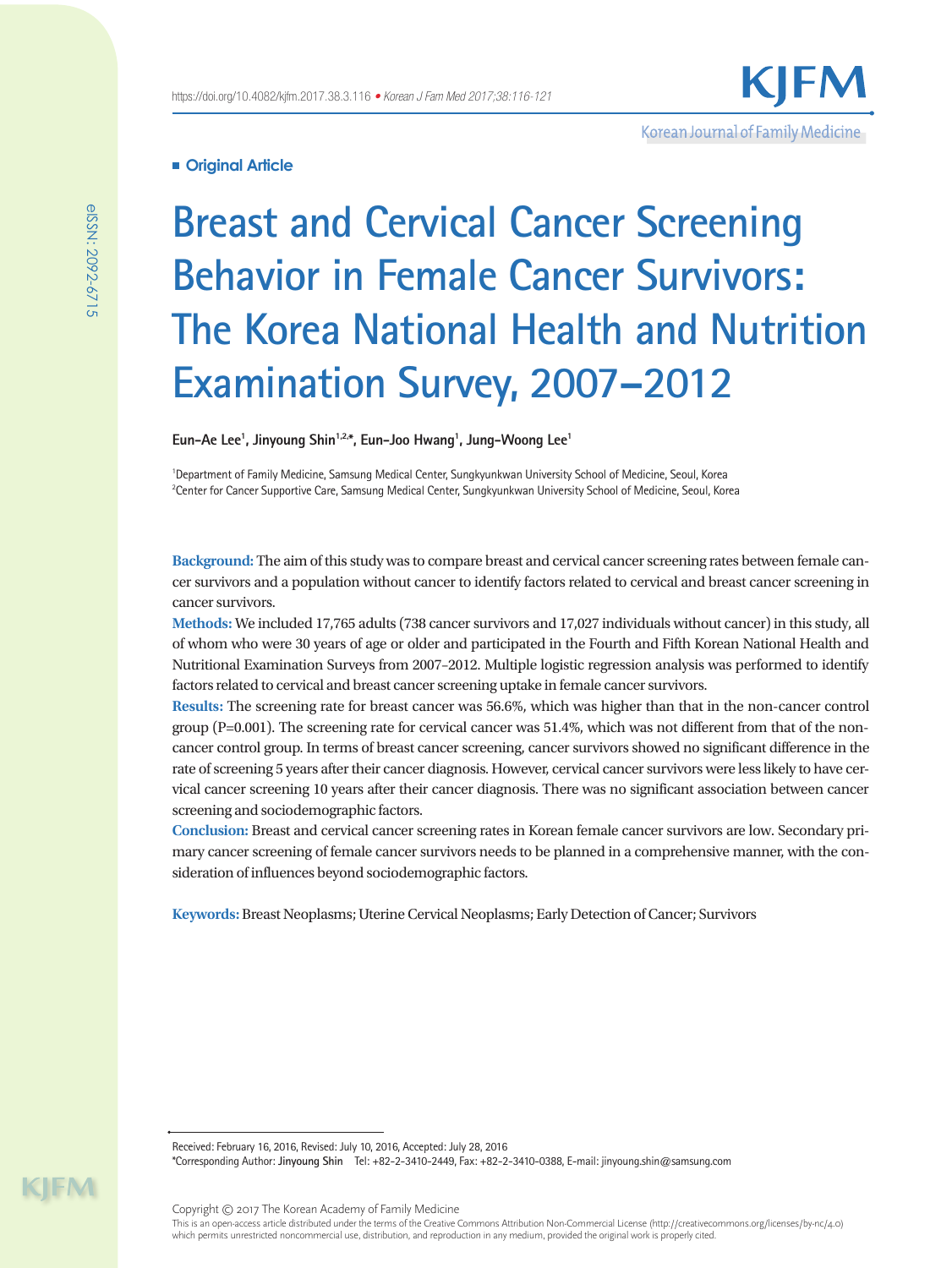■ Original Article

# Breast and Cervical Cancer Screening Behavior in Female Cancer Survivors: The Korea National Health and Nutrition Examination Survey, 2007–2012

**Eun-Ae Lee[1], Jinyoung Shin[1,2,*], Eun-Joo Hwang[1], Jung-Woong Lee[1]**

[1]Department of Family Medicine, Samsung Medical Center, Sungkyunkwan University School of Medicine, Seoul, Korea
[2]Center for Cancer Supportive Care, Samsung Medical Center, Sungkyunkwan University School of Medicine, Seoul, Korea

**Background:** The aim of this study was to compare breast and cervical cancer screening rates between female cancer survivors and a population without cancer to identify factors related to cervical and breast cancer screening in cancer survivors.

**Methods:** We included 17,765 adults (738 cancer survivors and 17,027 individuals without cancer) in this study, all of whom who were 30 years of age or older and participated in the Fourth and Fifth Korean National Health and Nutritional Examination Surveys from 2007–2012. Multiple logistic regression analysis was performed to identify factors related to cervical and breast cancer screening uptake in female cancer survivors.

**Results:** The screening rate for breast cancer was 56.6%, which was higher than that in the non-cancer control group (P=0.001). The screening rate for cervical cancer was 51.4%, which was not different from that of the non-cancer control group. In terms of breast cancer screening, cancer survivors showed no significant difference in the rate of screening 5 years after their cancer diagnosis. However, cervical cancer survivors were less likely to have cervical cancer screening 10 years after their cancer diagnosis. There was no significant association between cancer screening and sociodemographic factors.

**Conclusion:** Breast and cervical cancer screening rates in Korean female cancer survivors are low. Secondary primary cancer screening of female cancer survivors needs to be planned in a comprehensive manner, with the consideration of influences beyond sociodemographic factors.

**Keywords:** Breast Neoplasms; Uterine Cervical Neoplasms; Early Detection of Cancer; Survivors

Received: February 16, 2016, Revised: July 10, 2016, Accepted: July 28, 2016
*Corresponding Author: Jinyoung Shin Tel: +82-2-3410-2449, Fax: +82-2-3410-0388, E-mail: jinyoung.shin@samsung.com

Copyright © 2017 The Korean Academy of Family Medicine
This is an open-access article distributed under the terms of the Creative Commons Attribution Non-Commercial License (http://creativecommons.org/licenses/by-nc/4.0) which permits unrestricted noncommercial use, distribution, and reproduction in any medium, provided the original work is properly cited.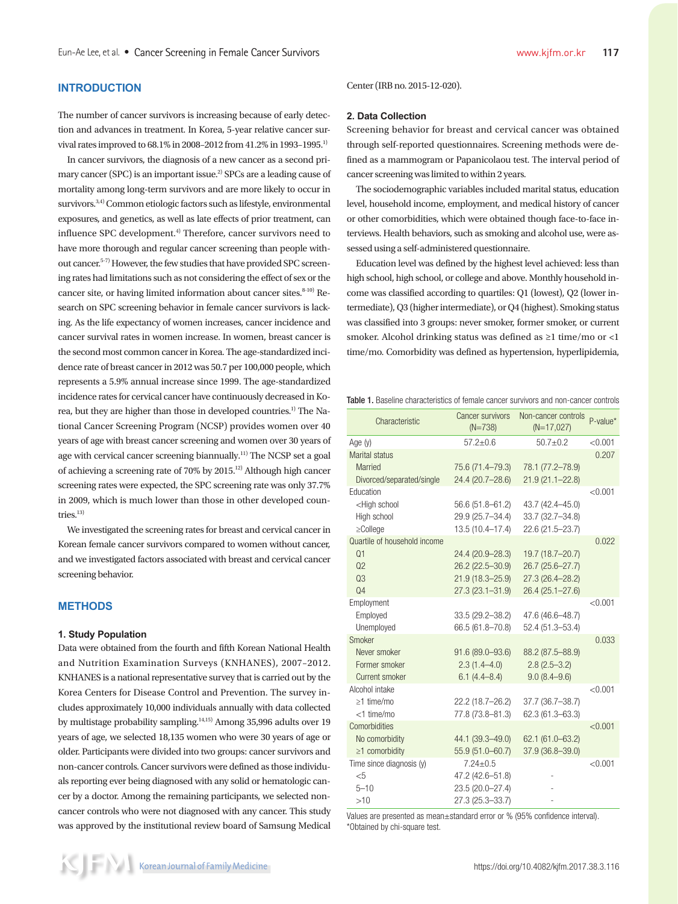## INTRODUCTION

The number of cancer survivors is increasing because of early detection and advances in treatment. In Korea, 5-year relative cancer survival rates improved to 68.1% in 2008–2012 from 41.2% in 1993–1995.[1]

In cancer survivors, the diagnosis of a new cancer as a second primary cancer (SPC) is an important issue.[2] SPCs are a leading cause of mortality among long-term survivors and are more likely to occur in survivors.[3,4] Common etiologic factors such as lifestyle, environmental exposures, and genetics, as well as late effects of prior treatment, can influence SPC development.[4] Therefore, cancer survivors need to have more thorough and regular cancer screening than people without cancer.[5-7] However, the few studies that have provided SPC screening rates had limitations such as not considering the effect of sex or the cancer site, or having limited information about cancer sites.[8-10] Research on SPC screening behavior in female cancer survivors is lacking. As the life expectancy of women increases, cancer incidence and cancer survival rates in women increase. In women, breast cancer is the second most common cancer in Korea. The age-standardized incidence rate of breast cancer in 2012 was 50.7 per 100,000 people, which represents a 5.9% annual increase since 1999. The age-standardized incidence rates for cervical cancer have continuously decreased in Korea, but they are higher than those in developed countries.[1] The National Cancer Screening Program (NCSP) provides women over 40 years of age with breast cancer screening and women over 30 years of age with cervical cancer screening biannually.[11] The NCSP set a goal of achieving a screening rate of 70% by 2015.[12] Although high cancer screening rates were expected, the SPC screening rate was only 37.7% in 2009, which is much lower than those in other developed countries.[13]

We investigated the screening rates for breast and cervical cancer in Korean female cancer survivors compared to women without cancer, and we investigated factors associated with breast and cervical cancer screening behavior.

## METHODS

### 1. Study Population

Data were obtained from the fourth and fifth Korean National Health and Nutrition Examination Surveys (KNHANES), 2007–2012. KNHANES is a national representative survey that is carried out by the Korea Centers for Disease Control and Prevention. The survey includes approximately 10,000 individuals annually with data collected by multistage probability sampling.[14,15] Among 35,996 adults over 19 years of age, we selected 18,135 women who were 30 years of age or older. Participants were divided into two groups: cancer survivors and non-cancer controls. Cancer survivors were defined as those individuals reporting ever being diagnosed with any solid or hematologic cancer by a doctor. Among the remaining participants, we selected non-cancer controls who were not diagnosed with any cancer. This study was approved by the institutional review board of Samsung Medical Center (IRB no. 2015-12-020).

### 2. Data Collection

Screening behavior for breast and cervical cancer was obtained through self-reported questionnaires. Screening methods were defined as a mammogram or Papanicolaou test. The interval period of cancer screening was limited to within 2 years.

The sociodemographic variables included marital status, education level, household income, employment, and medical history of cancer or other comorbidities, which were obtained though face-to-face interviews. Health behaviors, such as smoking and alcohol use, were assessed using a self-administered questionnaire.

Education level was defined by the highest level achieved: less than high school, high school, or college and above. Monthly household income was classified according to quartiles: Q1 (lowest), Q2 (lower intermediate), Q3 (higher intermediate), or Q4 (highest). Smoking status was classified into 3 groups: never smoker, former smoker, or current smoker. Alcohol drinking status was defined as ≥1 time/mo or <1 time/mo. Comorbidity was defined as hypertension, hyperlipidemia,

Table 1. Baseline characteristics of female cancer survivors and non-cancer controls

| Characteristic | Cancer survivors (N=738) | Non-cancer controls (N=17,027) | P-value* |
|---|---|---|---|
| Age (y) | 57.2±0.6 | 50.7±0.2 | <0.001 |
| Marital status | | | 0.207 |
| Married | 75.6 (71.4–79.3) | 78.1 (77.2–78.9) | |
| Divorced/separated/single | 24.4 (20.7–28.6) | 21.9 (21.1–22.8) | |
| Education | | | <0.001 |
| <High school | 56.6 (51.8–61.2) | 43.7 (42.4–45.0) | |
| High school | 29.9 (25.7–34.4) | 33.7 (32.7–34.8) | |
| ≥College | 13.5 (10.4–17.4) | 22.6 (21.5–23.7) | |
| Quartile of household income | | | 0.022 |
| Q1 | 24.4 (20.9–28.3) | 19.7 (18.7–20.7) | |
| Q2 | 26.2 (22.5–30.9) | 26.7 (25.6–27.7) | |
| Q3 | 21.9 (18.3–25.9) | 27.3 (26.4–28.2) | |
| Q4 | 27.3 (23.1–31.9) | 26.4 (25.1–27.6) | |
| Employment | | | <0.001 |
| Employed | 33.5 (29.2–38.2) | 47.6 (46.6–48.7) | |
| Unemployed | 66.5 (61.8–70.8) | 52.4 (51.3–53.4) | |
| Smoker | | | 0.033 |
| Never smoker | 91.6 (89.0–93.6) | 88.2 (87.5–88.9) | |
| Former smoker | 2.3 (1.4–4.0) | 2.8 (2.5–3.2) | |
| Current smoker | 6.1 (4.4–8.4) | 9.0 (8.4–9.6) | |
| Alcohol intake | | | <0.001 |
| ≥1 time/mo | 22.2 (18.7–26.2) | 37.7 (36.7–38.7) | |
| <1 time/mo | 77.8 (73.8–81.3) | 62.3 (61.3–63.3) | |
| Comorbidities | | | <0.001 |
| No comorbidity | 44.1 (39.3–49.0) | 62.1 (61.0–63.2) | |
| ≥1 comorbidity | 55.9 (51.0–60.7) | 37.9 (36.8–39.0) | |
| Time since diagnosis (y) | 7.24±0.5 | | <0.001 |
| <5 | 47.2 (42.6–51.8) | - | |
| 5–10 | 23.5 (20.0–27.4) | - | |
| >10 | 27.3 (25.3–33.7) | - | |

Values are presented as mean±standard error or % (95% confidence interval).
*Obtained by chi-square test.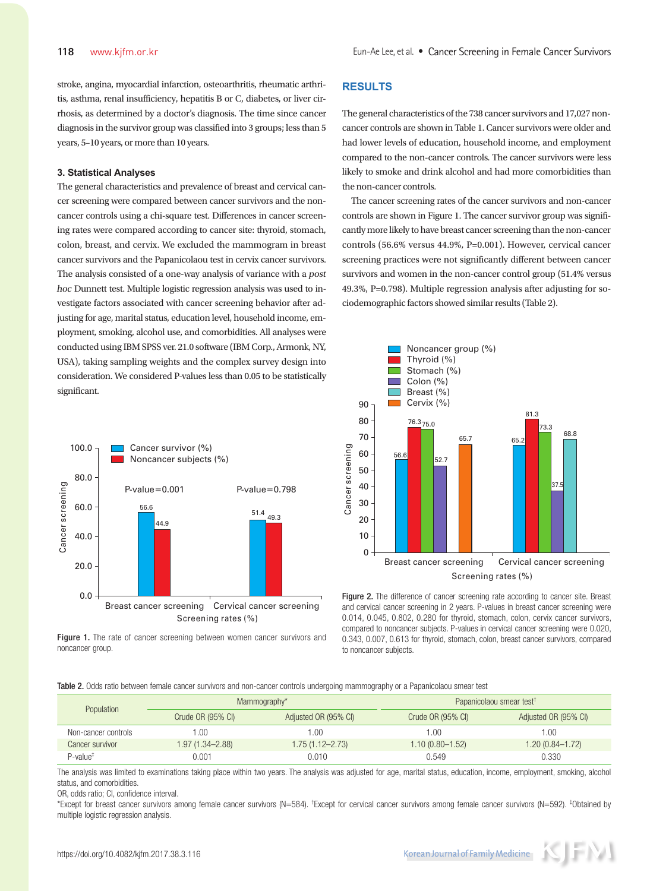stroke, angina, myocardial infarction, osteoarthritis, rheumatic arthritis, asthma, renal insufficiency, hepatitis B or C, diabetes, or liver cirrhosis, as determined by a doctor's diagnosis. The time since cancer diagnosis in the survivor group was classified into 3 groups; less than 5 years, 5–10 years, or more than 10 years.

### 3. Statistical Analyses

The general characteristics and prevalence of breast and cervical cancer screening were compared between cancer survivors and the non-cancer controls using a chi-square test. Differences in cancer screening rates were compared according to cancer site: thyroid, stomach, colon, breast, and cervix. We excluded the mammogram in breast cancer survivors and the Papanicolaou test in cervix cancer survivors. The analysis consisted of a one-way analysis of variance with a *post hoc* Dunnett test. Multiple logistic regression analysis was used to investigate factors associated with cancer screening behavior after adjusting for age, marital status, education level, household income, employment, smoking, alcohol use, and comorbidities. All analyses were conducted using IBM SPSS ver. 21.0 software (IBM Corp., Armonk, NY, USA), taking sampling weights and the complex survey design into consideration. We considered P-values less than 0.05 to be statistically significant.

Cancer survivor (%)
Noncancer subjects (%)
Cancer screening
100.0
80.0
60.0
40.0
20.0
0.0
P-value=0.001
56.6
44.9
P-value=0.798
51.4
49.3
Breast cancer screening
Cervical cancer screening
Screening rates (%)

**Figure 1.** The rate of cancer screening between women cancer survivors and noncancer group.

## RESULTS

The general characteristics of the 738 cancer survivors and 17,027 non-cancer controls are shown in Table 1. Cancer survivors were older and had lower levels of education, household income, and employment compared to the non-cancer controls. The cancer survivors were less likely to smoke and drink alcohol and had more comorbidities than the non-cancer controls.

The cancer screening rates of the cancer survivors and non-cancer controls are shown in Figure 1. The cancer survivor group was significantly more likely to have breast cancer screening than the non-cancer controls (56.6% versus 44.9%, P=0.001). However, cervical cancer screening practices were not significantly different between cancer survivors and women in the non-cancer control group (51.4% versus 49.3%, P=0.798). Multiple regression analysis after adjusting for sociodemographic factors showed similar results (Table 2).

Noncancer group (%)
Thyroid (%)
Stomach (%)
Colon (%)
Breast (%)
Cervix (%)
Cancer screening
90
80
70
60
50
40
30
20
10
0
56.6
76.3
75.0
52.7
65.7
65.2
81.3
73.3
37.5
68.8
Breast cancer screening
Cervical cancer screening
Screening rates (%)

**Figure 2.** The difference of cancer screening rate according to cancer site. Breast and cervical cancer screening in 2 years. P-values in breast cancer screening were 0.014, 0.045, 0.802, 0.280 for thyroid, stomach, colon, cervix cancer survivors, compared to noncancer subjects. P-values in cervical cancer screening were 0.020, 0.343, 0.007, 0.613 for thyroid, stomach, colon, breast cancer survivors, compared to noncancer subjects.

**Table 2.** Odds ratio between female cancer survivors and non-cancer controls undergoing mammography or a Papanicolaou smear test

| Population | Mammography* | | Papanicolaou smear test† | |
|---|---|---|---|---|
| | Crude OR (95% CI) | Adjusted OR (95% CI) | Crude OR (95% CI) | Adjusted OR (95% CI) |
| Non-cancer controls | 1.00 | 1.00 | 1.00 | 1.00 |
| Cancer survivor | 1.97 (1.34–2.88) | 1.75 (1.12–2.73) | 1.10 (0.80–1.52) | 1.20 (0.84–1.72) |
| P-value‡ | 0.001 | 0.010 | 0.549 | 0.330 |

The analysis was limited to examinations taking place within two years. The analysis was adjusted for age, marital status, education, income, employment, smoking, alcohol status, and comorbidities.

OR, odds ratio; CI, confidence interval.

*Except for breast cancer survivors among female cancer survivors (N=584). †Except for cervical cancer survivors among female cancer survivors (N=592). ‡Obtained by multiple logistic regression analysis.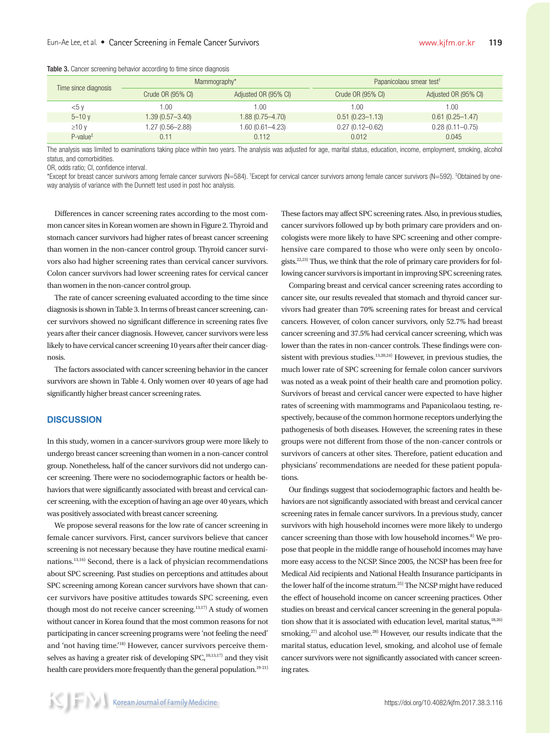**Table 3.** Cancer screening behavior according to time since diagnosis

| Time since diagnosis | Mammography* | | Papanicolaou smear test† | |
|---|---|---|---|---|
| | Crude OR (95% CI) | Adjusted OR (95% CI) | Crude OR (95% CI) | Adjusted OR (95% CI) |
| <5 y | 1.00 | 1.00 | 1.00 | 1.00 |
| 5–10 y | 1.39 (0.57–3.40) | 1.88 (0.75–4.70) | 0.51 (0.23–1.13) | 0.61 (0.25–1.47) |
| ≥10 y | 1.27 (0.56–2.88) | 1.60 (0.61–4.23) | 0.27 (0.12–0.62) | 0.28 (0.11–0.75) |
| P-value‡ | 0.11 | 0.112 | 0.012 | 0.045 |

The analysis was limited to examinations taking place within two years. The analysis was adjusted for age, marital status, education, income, employment, smoking, alcohol status, and comorbidities.

OR, odds ratio; CI, confidence interval.

*Except for breast cancer survivors among female cancer survivors (N=584). †Except for cervical cancer survivors among female cancer survivors (N=592). ‡Obtained by one-way analysis of variance with the Dunnett test used in post hoc analysis.

Differences in cancer screening rates according to the most common cancer sites in Korean women are shown in Figure 2. Thyroid and stomach cancer survivors had higher rates of breast cancer screening than women in the non-cancer control group. Thyroid cancer survivors also had higher screening rates than cervical cancer survivors. Colon cancer survivors had lower screening rates for cervical cancer than women in the non-cancer control group.

The rate of cancer screening evaluated according to the time since diagnosis is shown in Table 3. In terms of breast cancer screening, cancer survivors showed no significant difference in screening rates five years after their cancer diagnosis. However, cancer survivors were less likely to have cervical cancer screening 10 years after their cancer diagnosis.

The factors associated with cancer screening behavior in the cancer survivors are shown in Table 4. Only women over 40 years of age had significantly higher breast cancer screening rates.

## DISCUSSION

In this study, women in a cancer-survivors group were more likely to undergo breast cancer screening than women in a non-cancer control group. Nonetheless, half of the cancer survivors did not undergo cancer screening. There were no sociodemographic factors or health behaviors that were significantly associated with breast and cervical cancer screening, with the exception of having an age over 40 years, which was positively associated with breast cancer screening.

We propose several reasons for the low rate of cancer screening in female cancer survivors. First, cancer survivors believe that cancer screening is not necessary because they have routine medical examinations.[13,16] Second, there is a lack of physician recommendations about SPC screening. Past studies on perceptions and attitudes about SPC screening among Korean cancer survivors have shown that cancer survivors have positive attitudes towards SPC screening, even though most do not receive cancer screening.[13,17] A study of women without cancer in Korea found that the most common reasons for not participating in cancer screening programs were 'not feeling the need' and 'not having time.'[18] However, cancer survivors perceive themselves as having a greater risk of developing SPC,[10,13,17] and they visit health care providers more frequently than the general population.[19-21] These factors may affect SPC screening rates. Also, in previous studies, cancer survivors followed up by both primary care providers and oncologists were more likely to have SPC screening and other comprehensive care compared to those who were only seen by oncologists.[22,23] Thus, we think that the rates of primary care providers for following cancer survivors is important in improving SPC screening rates.

Comparing breast and cervical cancer screening rates according to cancer site, our results revealed that stomach and thyroid cancer survivors had greater than 70% screening rates for breast and cervical cancers. However, of colon cancer survivors, only 52.7% had breast cancer screening and 37.5% had cervical cancer screening, which was lower than the rates in non-cancer controls. These findings were consistent with previous studies.[13,20,24] However, in previous studies, the much lower rate of SPC screening for female colon cancer survivors was noted as a weak point of their health care and promotion policy. Survivors of breast and cervical cancer were expected to have higher rates of screening with mammograms and Papanicolaou testing, respectively, because of the common hormone receptors underlying the pathogenesis of both diseases. However, the screening rates in these groups were not different from those of the non-cancer controls or survivors of cancers at other sites. Therefore, patient education and physicians' recommendations are needed for these patient populations.

Our findings suggest that sociodemographic factors and health behaviors are not significantly associated with breast and cervical cancer screening rates in female cancer survivors. In a previous study, cancer survivors with high household incomes were more likely to undergo cancer screening than those with low household incomes.[8] We propose that people in the middle range of household incomes may have more easy access to the NCSP. Since 2005, the NCSP has been free for Medical Aid recipients and National Health Insurance participants in the lower half of the income stratum.[25] The NCSP might have reduced the effect of household income on cancer screening practices. Other studies on breast and cervical cancer screening in the general population show that it is associated with education level, marital status,[18,26] smoking,[27] and alcohol use.[28] However, our results indicate that the marital status, education level, smoking, and alcohol use of female cancer survivors were not significantly associated with cancer screening rates.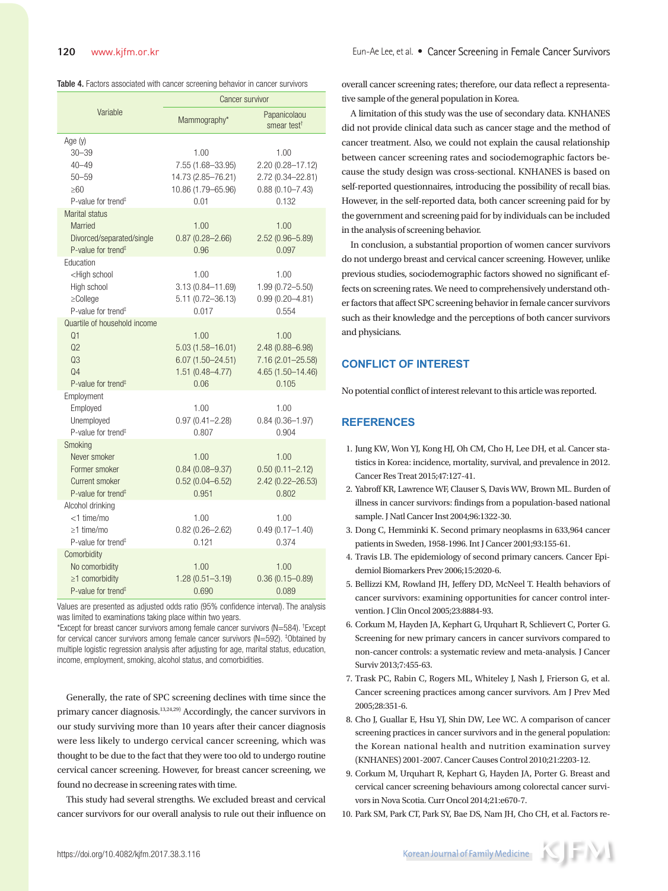Table 4. Factors associated with cancer screening behavior in cancer survivors

| Variable | Cancer survivor | |
|---|---|---|
| | Mammography* | Papanicolaou smear test† |
| Age (y) | | |
| 30–39 | 1.00 | 1.00 |
| 40–49 | 7.55 (1.68–33.95) | 2.20 (0.28–17.12) |
| 50–59 | 14.73 (2.85–76.21) | 2.72 (0.34–22.81) |
| ≥60 | 10.86 (1.79–65.96) | 0.88 (0.10–7.43) |
| P-value for trend‡ | 0.01 | 0.132 |
| Marital status | | |
| Married | 1.00 | 1.00 |
| Divorced/separated/single | 0.87 (0.28–2.66) | 2.52 (0.96–5.89) |
| P-value for trend‡ | 0.96 | 0.097 |
| Education | | |
| <High school | 1.00 | 1.00 |
| High school | 3.13 (0.84–11.69) | 1.99 (0.72–5.50) |
| ≥College | 5.11 (0.72–36.13) | 0.99 (0.20–4.81) |
| P-value for trend‡ | 0.017 | 0.554 |
| Quartile of household income | | |
| Q1 | 1.00 | 1.00 |
| Q2 | 5.03 (1.58–16.01) | 2.48 (0.88–6.98) |
| Q3 | 6.07 (1.50–24.51) | 7.16 (2.01–25.58) |
| Q4 | 1.51 (0.48–4.77) | 4.65 (1.50–14.46) |
| P-value for trend‡ | 0.06 | 0.105 |
| Employment | | |
| Employed | 1.00 | 1.00 |
| Unemployed | 0.97 (0.41–2.28) | 0.84 (0.36–1.97) |
| P-value for trend‡ | 0.807 | 0.904 |
| Smoking | | |
| Never smoker | 1.00 | 1.00 |
| Former smoker | 0.84 (0.08–9.37) | 0.50 (0.11–2.12) |
| Current smoker | 0.52 (0.04–6.52) | 2.42 (0.22–26.53) |
| P-value for trend‡ | 0.951 | 0.802 |
| Alcohol drinking | | |
| <1 time/mo | 1.00 | 1.00 |
| ≥1 time/mo | 0.82 (0.26–2.62) | 0.49 (0.17–1.40) |
| P-value for trend‡ | 0.121 | 0.374 |
| Comorbidity | | |
| No comorbidity | 1.00 | 1.00 |
| ≥1 comorbidity | 1.28 (0.51–3.19) | 0.36 (0.15–0.89) |
| P-value for trend‡ | 0.690 | 0.089 |

Values are presented as adjusted odds ratio (95% confidence interval). The analysis was limited to examinations taking place within two years.
*Except for breast cancer survivors among female cancer survivors (N=584). †Except for cervical cancer survivors among female cancer survivors (N=592). ‡Obtained by multiple logistic regression analysis after adjusting for age, marital status, education, income, employment, smoking, alcohol status, and comorbidities.

Generally, the rate of SPC screening declines with time since the primary cancer diagnosis.[13,24,29] Accordingly, the cancer survivors in our study surviving more than 10 years after their cancer diagnosis were less likely to undergo cervical cancer screening, which was thought to be due to the fact that they were too old to undergo routine cervical cancer screening. However, for breast cancer screening, we found no decrease in screening rates with time.

This study had several strengths. We excluded breast and cervical cancer survivors for our overall analysis to rule out their influence on overall cancer screening rates; therefore, our data reflect a representative sample of the general population in Korea.

A limitation of this study was the use of secondary data. KNHANES did not provide clinical data such as cancer stage and the method of cancer treatment. Also, we could not explain the causal relationship between cancer screening rates and sociodemographic factors because the study design was cross-sectional. KNHANES is based on self-reported questionnaires, introducing the possibility of recall bias. However, in the self-reported data, both cancer screening paid for by the government and screening paid for by individuals can be included in the analysis of screening behavior.

In conclusion, a substantial proportion of women cancer survivors do not undergo breast and cervical cancer screening. However, unlike previous studies, sociodemographic factors showed no significant effects on screening rates. We need to comprehensively understand other factors that affect SPC screening behavior in female cancer survivors such as their knowledge and the perceptions of both cancer survivors and physicians.

## CONFLICT OF INTEREST

No potential conflict of interest relevant to this article was reported.

## REFERENCES

1. Jung KW, Won YJ, Kong HJ, Oh CM, Cho H, Lee DH, et al. Cancer statistics in Korea: incidence, mortality, survival, and prevalence in 2012. Cancer Res Treat 2015;47:127-41.
2. Yabroff KR, Lawrence WF, Clauser S, Davis WW, Brown ML. Burden of illness in cancer survivors: findings from a population-based national sample. J Natl Cancer Inst 2004;96:1322-30.
3. Dong C, Hemminki K. Second primary neoplasms in 633,964 cancer patients in Sweden, 1958-1996. Int J Cancer 2001;93:155-61.
4. Travis LB. The epidemiology of second primary cancers. Cancer Epidemiol Biomarkers Prev 2006;15:2020-6.
5. Bellizzi KM, Rowland JH, Jeffery DD, McNeel T. Health behaviors of cancer survivors: examining opportunities for cancer control intervention. J Clin Oncol 2005;23:8884-93.
6. Corkum M, Hayden JA, Kephart G, Urquhart R, Schlievert C, Porter G. Screening for new primary cancers in cancer survivors compared to non-cancer controls: a systematic review and meta-analysis. J Cancer Surviv 2013;7:455-63.
7. Trask PC, Rabin C, Rogers ML, Whiteley J, Nash J, Frierson G, et al. Cancer screening practices among cancer survivors. Am J Prev Med 2005;28:351-6.
8. Cho J, Guallar E, Hsu YJ, Shin DW, Lee WC. A comparison of cancer screening practices in cancer survivors and in the general population: the Korean national health and nutrition examination survey (KNHANES) 2001-2007. Cancer Causes Control 2010;21:2203-12.
9. Corkum M, Urquhart R, Kephart G, Hayden JA, Porter G. Breast and cervical cancer screening behaviours among colorectal cancer survivors in Nova Scotia. Curr Oncol 2014;21:e670-7.
10. Park SM, Park CT, Park SY, Bae DS, Nam JH, Cho CH, et al. Factors re-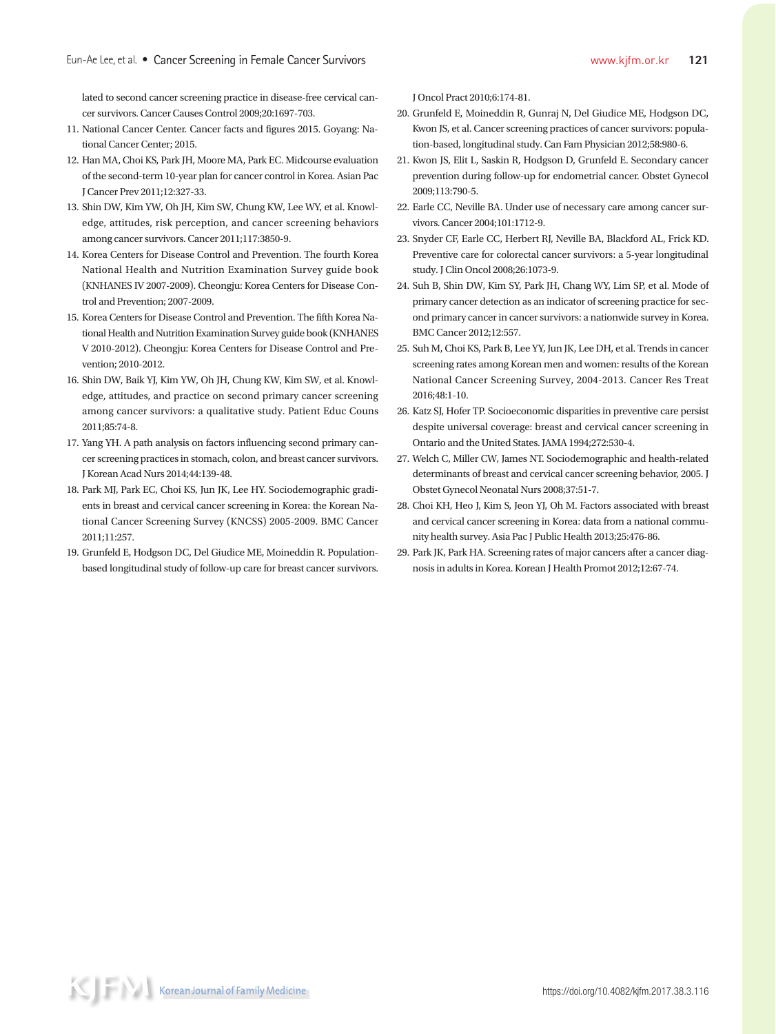lated to second cancer screening practice in disease-free cervical cancer survivors. Cancer Causes Control 2009;20:1697-703.

11. National Cancer Center. Cancer facts and figures 2015. Goyang: National Cancer Center; 2015.
12. Han MA, Choi KS, Park JH, Moore MA, Park EC. Midcourse evaluation of the second-term 10-year plan for cancer control in Korea. Asian Pac J Cancer Prev 2011;12:327-33.
13. Shin DW, Kim YW, Oh JH, Kim SW, Chung KW, Lee WY, et al. Knowledge, attitudes, risk perception, and cancer screening behaviors among cancer survivors. Cancer 2011;117:3850-9.
14. Korea Centers for Disease Control and Prevention. The fourth Korea National Health and Nutrition Examination Survey guide book (KNHANES IV 2007-2009). Cheongju: Korea Centers for Disease Control and Prevention; 2007-2009.
15. Korea Centers for Disease Control and Prevention. The fifth Korea National Health and Nutrition Examination Survey guide book (KNHANES V 2010-2012). Cheongju: Korea Centers for Disease Control and Prevention; 2010-2012.
16. Shin DW, Baik YJ, Kim YW, Oh JH, Chung KW, Kim SW, et al. Knowledge, attitudes, and practice on second primary cancer screening among cancer survivors: a qualitative study. Patient Educ Couns 2011;85:74-8.
17. Yang YH. A path analysis on factors influencing second primary cancer screening practices in stomach, colon, and breast cancer survivors. J Korean Acad Nurs 2014;44:139-48.
18. Park MJ, Park EC, Choi KS, Jun JK, Lee HY. Sociodemographic gradients in breast and cervical cancer screening in Korea: the Korean National Cancer Screening Survey (KNCSS) 2005-2009. BMC Cancer 2011;11:257.
19. Grunfeld E, Hodgson DC, Del Giudice ME, Moineddin R. Population-based longitudinal study of follow-up care for breast cancer survivors. J Oncol Pract 2010;6:174-81.
20. Grunfeld E, Moineddin R, Gunraj N, Del Giudice ME, Hodgson DC, Kwon JS, et al. Cancer screening practices of cancer survivors: population-based, longitudinal study. Can Fam Physician 2012;58:980-6.
21. Kwon JS, Elit L, Saskin R, Hodgson D, Grunfeld E. Secondary cancer prevention during follow-up for endometrial cancer. Obstet Gynecol 2009;113:790-5.
22. Earle CC, Neville BA. Under use of necessary care among cancer survivors. Cancer 2004;101:1712-9.
23. Snyder CF, Earle CC, Herbert RJ, Neville BA, Blackford AL, Frick KD. Preventive care for colorectal cancer survivors: a 5-year longitudinal study. J Clin Oncol 2008;26:1073-9.
24. Suh B, Shin DW, Kim SY, Park JH, Chang WY, Lim SP, et al. Mode of primary cancer detection as an indicator of screening practice for second primary cancer in cancer survivors: a nationwide survey in Korea. BMC Cancer 2012;12:557.
25. Suh M, Choi KS, Park B, Lee YY, Jun JK, Lee DH, et al. Trends in cancer screening rates among Korean men and women: results of the Korean National Cancer Screening Survey, 2004-2013. Cancer Res Treat 2016;48:1-10.
26. Katz SJ, Hofer TP. Socioeconomic disparities in preventive care persist despite universal coverage: breast and cervical cancer screening in Ontario and the United States. JAMA 1994;272:530-4.
27. Welch C, Miller CW, James NT. Sociodemographic and health-related determinants of breast and cervical cancer screening behavior, 2005. J Obstet Gynecol Neonatal Nurs 2008;37:51-7.
28. Choi KH, Heo J, Kim S, Jeon YJ, Oh M. Factors associated with breast and cervical cancer screening in Korea: data from a national community health survey. Asia Pac J Public Health 2013;25:476-86.
29. Park JK, Park HA. Screening rates of major cancers after a cancer diagnosis in adults in Korea. Korean J Health Promot 2012;12:67-74.